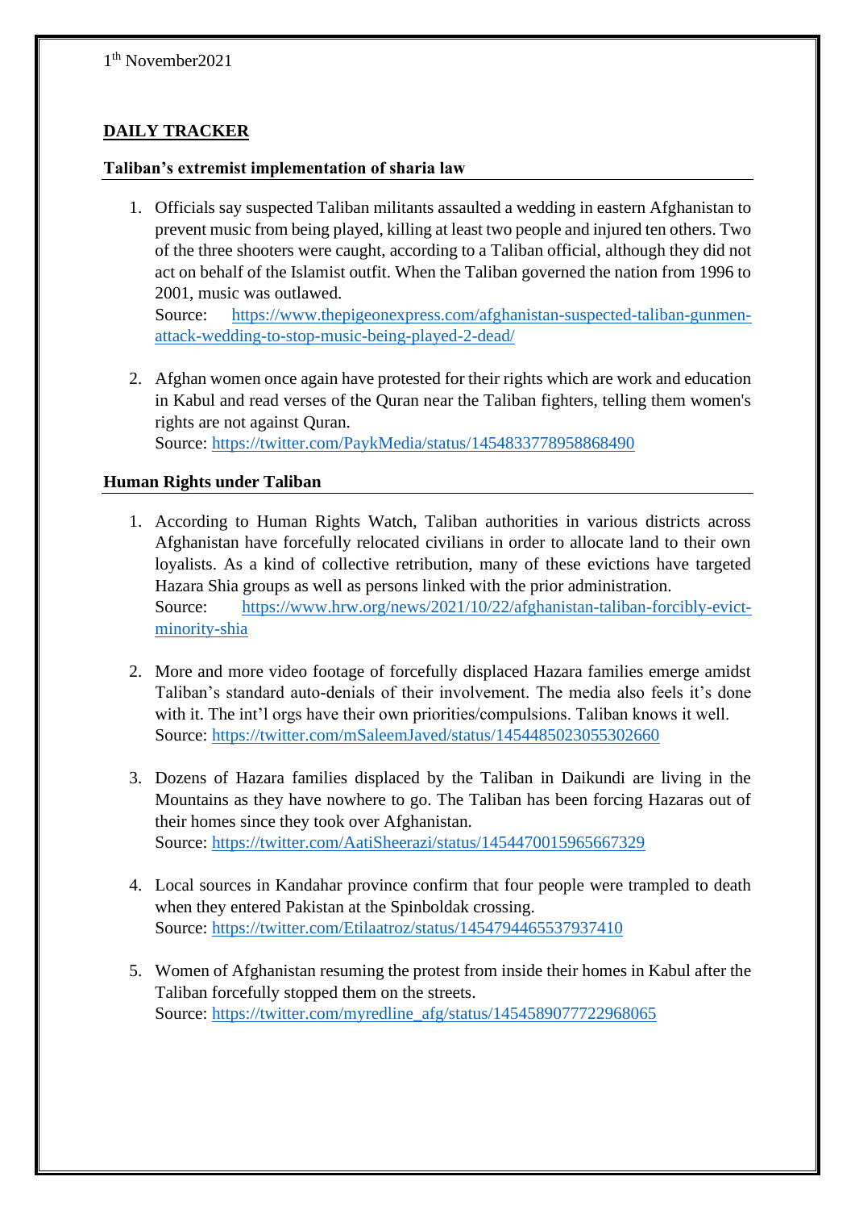1[th] November2021

## DAILY TRACKER

### Taliban's extremist implementation of sharia law

1. Officials say suspected Taliban militants assaulted a wedding in eastern Afghanistan to prevent music from being played, killing at least two people and injured ten others. Two of the three shooters were caught, according to a Taliban official, although they did not act on behalf of the Islamist outfit. When the Taliban governed the nation from 1996 to 2001, music was outlawed.
   Source: https://www.thepigeonexpress.com/afghanistan-suspected-taliban-gunmen-attack-wedding-to-stop-music-being-played-2-dead/

2. Afghan women once again have protested for their rights which are work and education in Kabul and read verses of the Quran near the Taliban fighters, telling them women's rights are not against Quran.
   Source: https://twitter.com/PaykMedia/status/1454833778958868490

### Human Rights under Taliban

1. According to Human Rights Watch, Taliban authorities in various districts across Afghanistan have forcefully relocated civilians in order to allocate land to their own loyalists. As a kind of collective retribution, many of these evictions have targeted Hazara Shia groups as well as persons linked with the prior administration.
   Source: https://www.hrw.org/news/2021/10/22/afghanistan-taliban-forcibly-evict-minority-shia

2. More and more video footage of forcefully displaced Hazara families emerge amidst Taliban's standard auto-denials of their involvement. The media also feels it's done with it. The int'l orgs have their own priorities/compulsions. Taliban knows it well.
   Source: https://twitter.com/mSaleemJaved/status/1454485023055302660

3. Dozens of Hazara families displaced by the Taliban in Daikundi are living in the Mountains as they have nowhere to go. The Taliban has been forcing Hazaras out of their homes since they took over Afghanistan.
   Source: https://twitter.com/AatiSheerazi/status/1454470015965667329

4. Local sources in Kandahar province confirm that four people were trampled to death when they entered Pakistan at the Spinboldak crossing.
   Source: https://twitter.com/Etilaatroz/status/1454794465537937410

5. Women of Afghanistan resuming the protest from inside their homes in Kabul after the Taliban forcefully stopped them on the streets.
   Source: https://twitter.com/myredline_afg/status/1454589077722968065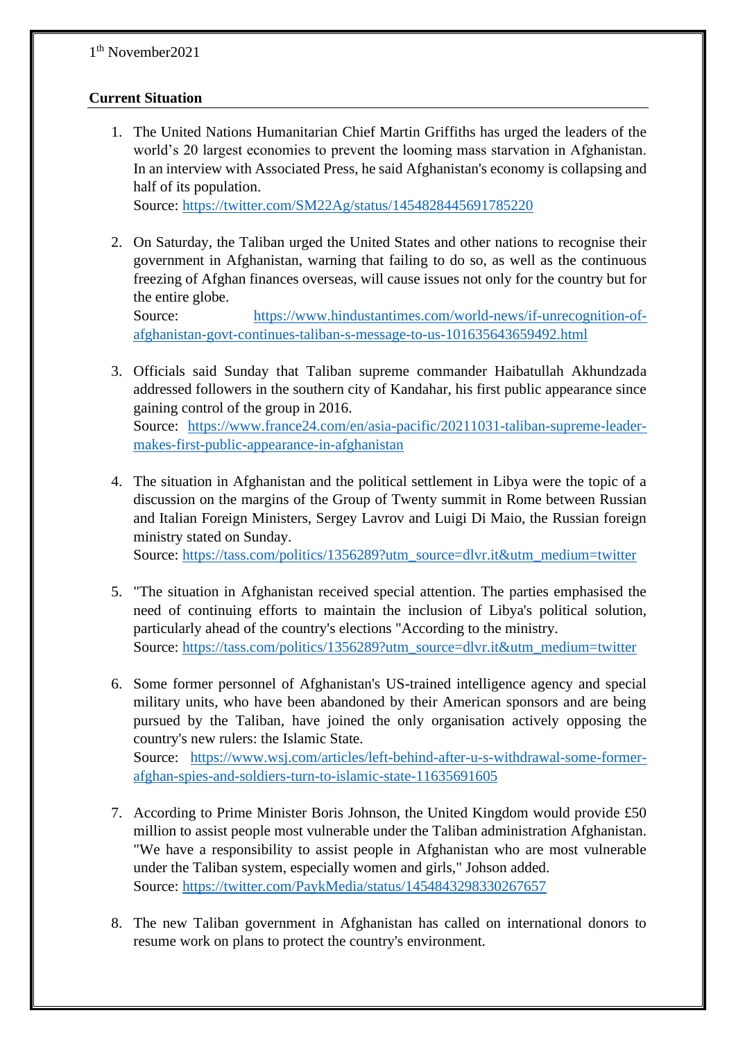1[th] November2021

**Current Situation**

1. The United Nations Humanitarian Chief Martin Griffiths has urged the leaders of the world's 20 largest economies to prevent the looming mass starvation in Afghanistan. In an interview with Associated Press, he said Afghanistan's economy is collapsing and half of its population.
   Source: https://twitter.com/SM22Ag/status/1454828445691785220

2. On Saturday, the Taliban urged the United States and other nations to recognise their government in Afghanistan, warning that failing to do so, as well as the continuous freezing of Afghan finances overseas, will cause issues not only for the country but for the entire globe.
   Source: https://www.hindustantimes.com/world-news/if-unrecognition-of-afghanistan-govt-continues-taliban-s-message-to-us-101635643659492.html

3. Officials said Sunday that Taliban supreme commander Haibatullah Akhundzada addressed followers in the southern city of Kandahar, his first public appearance since gaining control of the group in 2016.
   Source: https://www.france24.com/en/asia-pacific/20211031-taliban-supreme-leader-makes-first-public-appearance-in-afghanistan

4. The situation in Afghanistan and the political settlement in Libya were the topic of a discussion on the margins of the Group of Twenty summit in Rome between Russian and Italian Foreign Ministers, Sergey Lavrov and Luigi Di Maio, the Russian foreign ministry stated on Sunday.
   Source: https://tass.com/politics/1356289?utm_source=dlvr.it&utm_medium=twitter

5. "The situation in Afghanistan received special attention. The parties emphasised the need of continuing efforts to maintain the inclusion of Libya's political solution, particularly ahead of the country's elections "According to the ministry.
   Source: https://tass.com/politics/1356289?utm_source=dlvr.it&utm_medium=twitter

6. Some former personnel of Afghanistan's US-trained intelligence agency and special military units, who have been abandoned by their American sponsors and are being pursued by the Taliban, have joined the only organisation actively opposing the country's new rulers: the Islamic State.
   Source: https://www.wsj.com/articles/left-behind-after-u-s-withdrawal-some-former-afghan-spies-and-soldiers-turn-to-islamic-state-11635691605

7. According to Prime Minister Boris Johnson, the United Kingdom would provide £50 million to assist people most vulnerable under the Taliban administration Afghanistan. "We have a responsibility to assist people in Afghanistan who are most vulnerable under the Taliban system, especially women and girls," Johson added.
   Source: https://twitter.com/PaykMedia/status/1454843298330267657

8. The new Taliban government in Afghanistan has called on international donors to resume work on plans to protect the country's environment.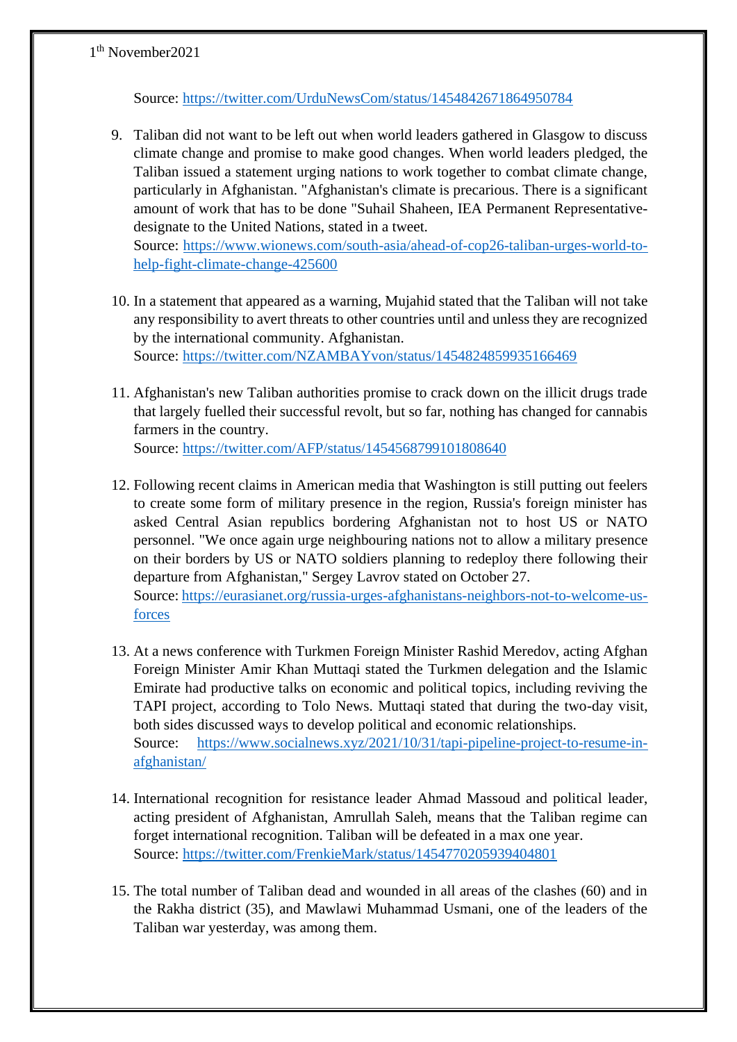1th November2021

Source: https://twitter.com/UrduNewsCom/status/1454842671864950784

9. Taliban did not want to be left out when world leaders gathered in Glasgow to discuss climate change and promise to make good changes. When world leaders pledged, the Taliban issued a statement urging nations to work together to combat climate change, particularly in Afghanistan. "Afghanistan's climate is precarious. There is a significant amount of work that has to be done "Suhail Shaheen, IEA Permanent Representative-designate to the United Nations, stated in a tweet.
   Source: https://www.wionews.com/south-asia/ahead-of-cop26-taliban-urges-world-to-help-fight-climate-change-425600

10. In a statement that appeared as a warning, Mujahid stated that the Taliban will not take any responsibility to avert threats to other countries until and unless they are recognized by the international community. Afghanistan.
    Source: https://twitter.com/NZAMBAYvon/status/1454824859935166469

11. Afghanistan's new Taliban authorities promise to crack down on the illicit drugs trade that largely fuelled their successful revolt, but so far, nothing has changed for cannabis farmers in the country.
    Source: https://twitter.com/AFP/status/1454568799101808640

12. Following recent claims in American media that Washington is still putting out feelers to create some form of military presence in the region, Russia's foreign minister has asked Central Asian republics bordering Afghanistan not to host US or NATO personnel. "We once again urge neighbouring nations not to allow a military presence on their borders by US or NATO soldiers planning to redeploy there following their departure from Afghanistan," Sergey Lavrov stated on October 27.
    Source: https://eurasianet.org/russia-urges-afghanistans-neighbors-not-to-welcome-us-forces

13. At a news conference with Turkmen Foreign Minister Rashid Meredov, acting Afghan Foreign Minister Amir Khan Muttaqi stated the Turkmen delegation and the Islamic Emirate had productive talks on economic and political topics, including reviving the TAPI project, according to Tolo News. Muttaqi stated that during the two-day visit, both sides discussed ways to develop political and economic relationships.
    Source: https://www.socialnews.xyz/2021/10/31/tapi-pipeline-project-to-resume-in-afghanistan/

14. International recognition for resistance leader Ahmad Massoud and political leader, acting president of Afghanistan, Amrullah Saleh, means that the Taliban regime can forget international recognition. Taliban will be defeated in a max one year.
    Source: https://twitter.com/FrenkieMark/status/1454770205939404801

15. The total number of Taliban dead and wounded in all areas of the clashes (60) and in the Rakha district (35), and Mawlawi Muhammad Usmani, one of the leaders of the Taliban war yesterday, was among them.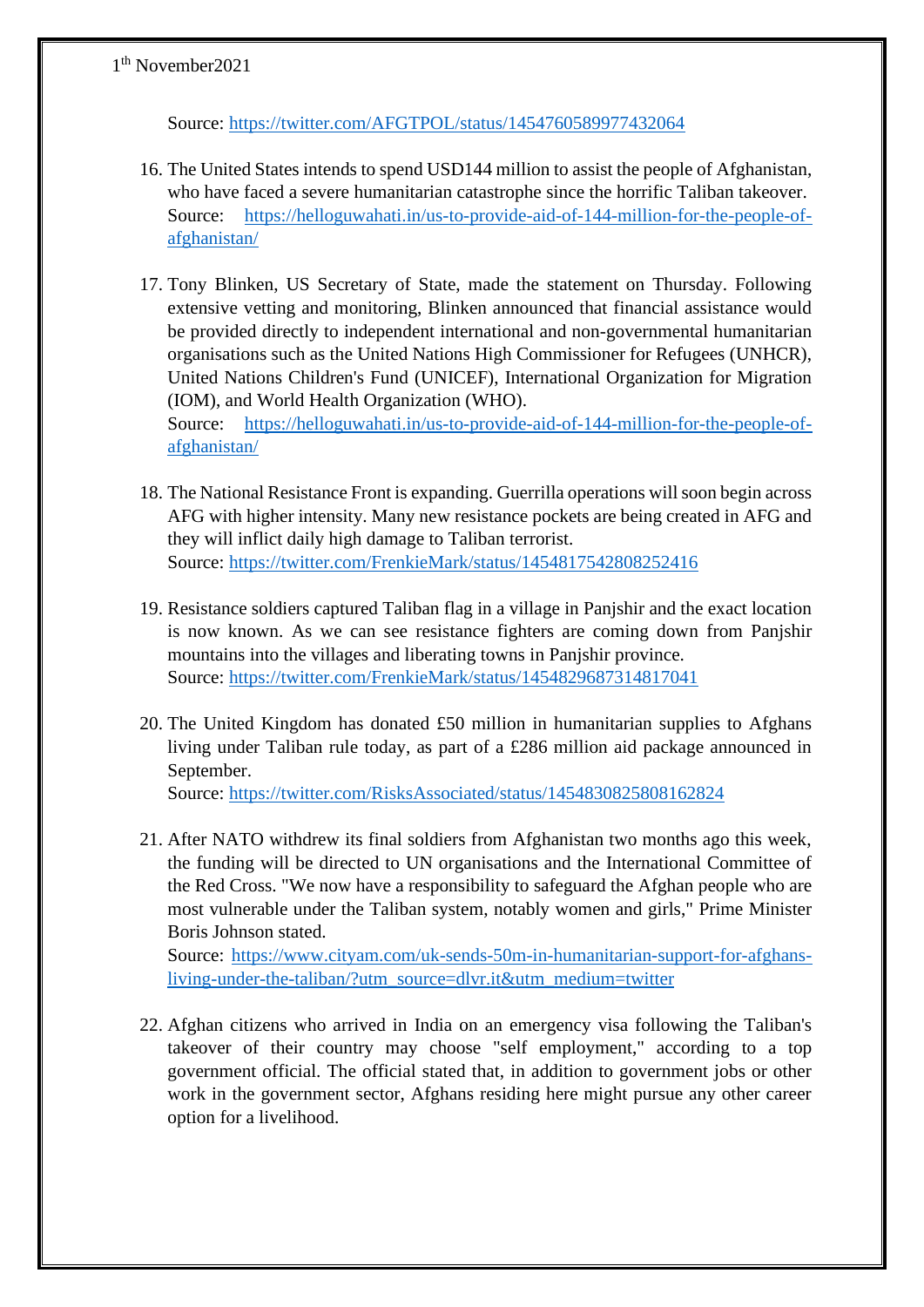Source: https://twitter.com/AFGTPOL/status/1454760589977432064

16. The United States intends to spend USD144 million to assist the people of Afghanistan, who have faced a severe humanitarian catastrophe since the horrific Taliban takeover.
    Source: https://helloguwahati.in/us-to-provide-aid-of-144-million-for-the-people-of-afghanistan/

17. Tony Blinken, US Secretary of State, made the statement on Thursday. Following extensive vetting and monitoring, Blinken announced that financial assistance would be provided directly to independent international and non-governmental humanitarian organisations such as the United Nations High Commissioner for Refugees (UNHCR), United Nations Children's Fund (UNICEF), International Organization for Migration (IOM), and World Health Organization (WHO).
    Source: https://helloguwahati.in/us-to-provide-aid-of-144-million-for-the-people-of-afghanistan/

18. The National Resistance Front is expanding. Guerrilla operations will soon begin across AFG with higher intensity. Many new resistance pockets are being created in AFG and they will inflict daily high damage to Taliban terrorist.
    Source: https://twitter.com/FrenkieMark/status/1454817542808252416

19. Resistance soldiers captured Taliban flag in a village in Panjshir and the exact location is now known. As we can see resistance fighters are coming down from Panjshir mountains into the villages and liberating towns in Panjshir province.
    Source: https://twitter.com/FrenkieMark/status/1454829687314817041

20. The United Kingdom has donated £50 million in humanitarian supplies to Afghans living under Taliban rule today, as part of a £286 million aid package announced in September.
    Source: https://twitter.com/RisksAssociated/status/1454830825808162824

21. After NATO withdrew its final soldiers from Afghanistan two months ago this week, the funding will be directed to UN organisations and the International Committee of the Red Cross. "We now have a responsibility to safeguard the Afghan people who are most vulnerable under the Taliban system, notably women and girls," Prime Minister Boris Johnson stated.
    Source: https://www.cityam.com/uk-sends-50m-in-humanitarian-support-for-afghans-living-under-the-taliban/?utm_source=dlvr.it&utm_medium=twitter

22. Afghan citizens who arrived in India on an emergency visa following the Taliban's takeover of their country may choose "self employment," according to a top government official. The official stated that, in addition to government jobs or other work in the government sector, Afghans residing here might pursue any other career option for a livelihood.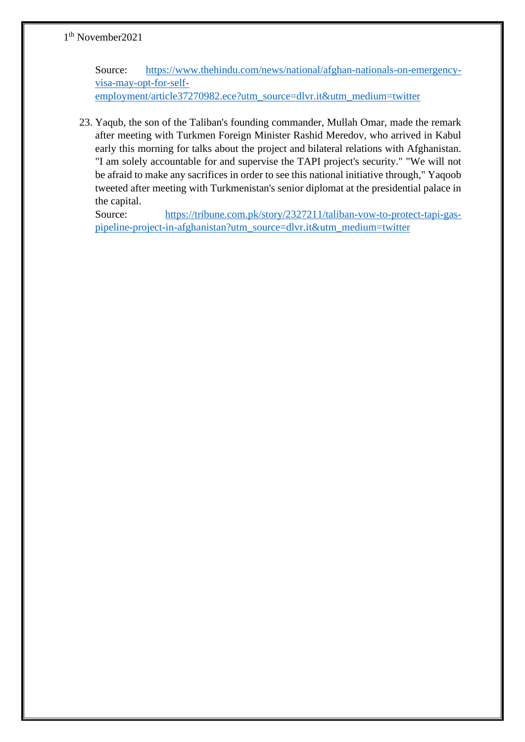Source: https://www.thehindu.com/news/national/afghan-nationals-on-emergency-visa-may-opt-for-self-employment/article37270982.ece?utm_source=dlvr.it&utm_medium=twitter

23. Yaqub, the son of the Taliban's founding commander, Mullah Omar, made the remark after meeting with Turkmen Foreign Minister Rashid Meredov, who arrived in Kabul early this morning for talks about the project and bilateral relations with Afghanistan. "I am solely accountable for and supervise the TAPI project's security." "We will not be afraid to make any sacrifices in order to see this national initiative through," Yaqoob tweeted after meeting with Turkmenistan's senior diplomat at the presidential palace in the capital.
    Source: https://tribune.com.pk/story/2327211/taliban-vow-to-protect-tapi-gas-pipeline-project-in-afghanistan?utm_source=dlvr.it&utm_medium=twitter